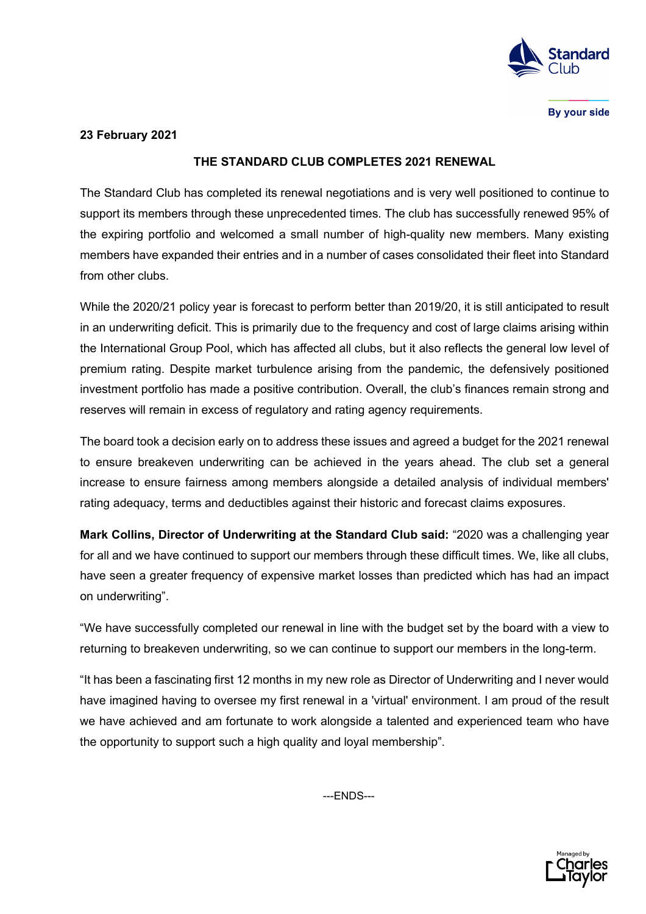**23 February 2021**

# THE STANDARD CLUB COMPLETES 2021 RENEWAL

The Standard Club has completed its renewal negotiations and is very well positioned to continue to support its members through these unprecedented times. The club has successfully renewed 95% of the expiring portfolio and welcomed a small number of high-quality new members. Many existing members have expanded their entries and in a number of cases consolidated their fleet into Standard from other clubs.

While the 2020/21 policy year is forecast to perform better than 2019/20, it is still anticipated to result in an underwriting deficit. This is primarily due to the frequency and cost of large claims arising within the International Group Pool, which has affected all clubs, but it also reflects the general low level of premium rating. Despite market turbulence arising from the pandemic, the defensively positioned investment portfolio has made a positive contribution. Overall, the club's finances remain strong and reserves will remain in excess of regulatory and rating agency requirements.

The board took a decision early on to address these issues and agreed a budget for the 2021 renewal to ensure breakeven underwriting can be achieved in the years ahead. The club set a general increase to ensure fairness among members alongside a detailed analysis of individual members' rating adequacy, terms and deductibles against their historic and forecast claims exposures.

**Mark Collins, Director of Underwriting at the Standard Club said:** "2020 was a challenging year for all and we have continued to support our members through these difficult times. We, like all clubs, have seen a greater frequency of expensive market losses than predicted which has had an impact on underwriting".

"We have successfully completed our renewal in line with the budget set by the board with a view to returning to breakeven underwriting, so we can continue to support our members in the long-term.

"It has been a fascinating first 12 months in my new role as Director of Underwriting and I never would have imagined having to oversee my first renewal in a 'virtual' environment. I am proud of the result we have achieved and am fortunate to work alongside a talented and experienced team who have the opportunity to support such a high quality and loyal membership".

---ENDS---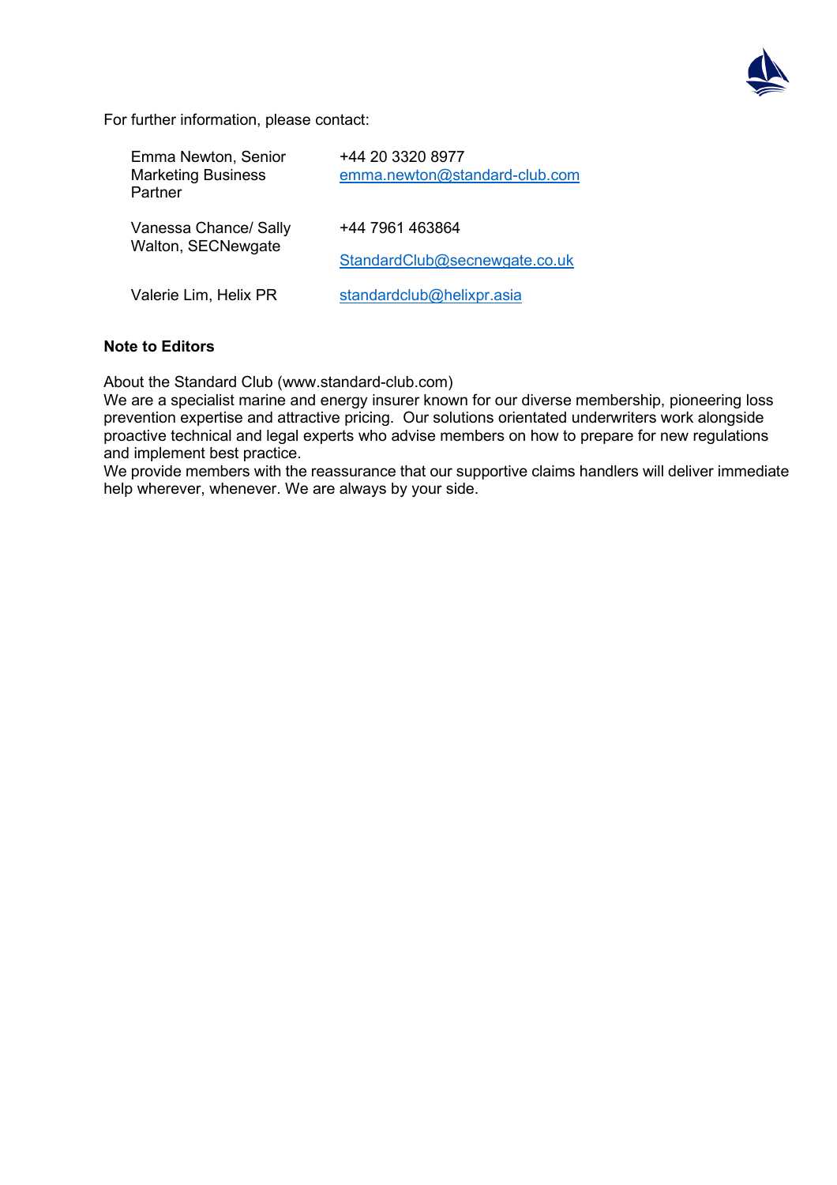For further information, please contact:

| | |
|---|---|
| Emma Newton, Senior Marketing Business Partner | +44 20 3320 8977 emma.newton@standard-club.com |
| Vanessa Chance/ Sally Walton, SECNewgate | +44 7961 463864 StandardClub@secnewgate.co.uk |
| Valerie Lim, Helix PR | standardclub@helixpr.asia |

**Note to Editors**

About the Standard Club (www.standard-club.com)
We are a specialist marine and energy insurer known for our diverse membership, pioneering loss prevention expertise and attractive pricing. Our solutions orientated underwriters work alongside proactive technical and legal experts who advise members on how to prepare for new regulations and implement best practice.
We provide members with the reassurance that our supportive claims handlers will deliver immediate help wherever, whenever. We are always by your side.